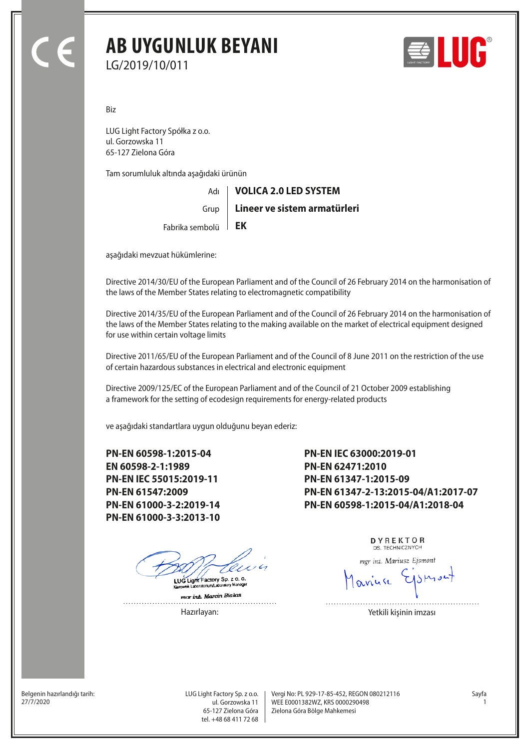# AB UYGUNLUK BEYANI

LG/2019/10/011

Biz

LUG Light Factory Spółka z o.o.
ul. Gorzowska 11
65-127 Zielona Góra

Tam sorumluluk altında aşağıdaki ürünün

| | |
|---|---|
| Adı | **VOLICA 2.0 LED SYSTEM** |
| Grup | **Lineer ve sistem armatürleri** |
| Fabrika sembolü | **EK** |

aşağıdaki mevzuat hükümlerine:

Directive 2014/30/EU of the European Parliament and of the Council of 26 February 2014 on the harmonisation of the laws of the Member States relating to electromagnetic compatibility

Directive 2014/35/EU of the European Parliament and of the Council of 26 February 2014 on the harmonisation of the laws of the Member States relating to the making available on the market of electrical equipment designed for use within certain voltage limits

Directive 2011/65/EU of the European Parliament and of the Council of 8 June 2011 on the restriction of the use of certain hazardous substances in electrical and electronic equipment

Directive 2009/125/EC of the European Parliament and of the Council of 21 October 2009 establishing a framework for the setting of ecodesign requirements for energy-related products

ve aşağıdaki standartlara uygun olduğunu beyan ederiz:

**PN-EN 60598-1:2015-04**
**EN 60598-2-1:1989**
**PN-EN IEC 55015:2019-11**
**PN-EN 61547:2009**
**PN-EN 61000-3-2:2019-14**
**PN-EN 61000-3-3:2013-10**
**PN-EN IEC 63000:2019-01**
**PN-EN 62471:2010**
**PN-EN 61347-1:2015-09**
**PN-EN 61347-2-13:2015-04/A1:2017-07**
**PN-EN 60598-1:2015-04/A1:2018-04**

LUG Light Factory Sp. z o. o.
Kierownik Laboratorium/Laboratory Manager
mgr inż. Marcin Białas

Hazırlayan:

DYREKTOR
DS. TECHNICZNYCH
mgr inż. Mariusz Ejsmont

Yetkili kişinin imzası

Belgenin hazırlandığı tarih:
27/7/2020

LUG Light Factory Sp. z o.o.
ul. Gorzowska 11
65-127 Zielona Góra
tel. +48 68 411 72 68

Vergi No: PL 929-17-85-452, REGON 080212116
WEE E0001382WZ, KRS 0000290498
Zielona Góra Bölge Mahkemesi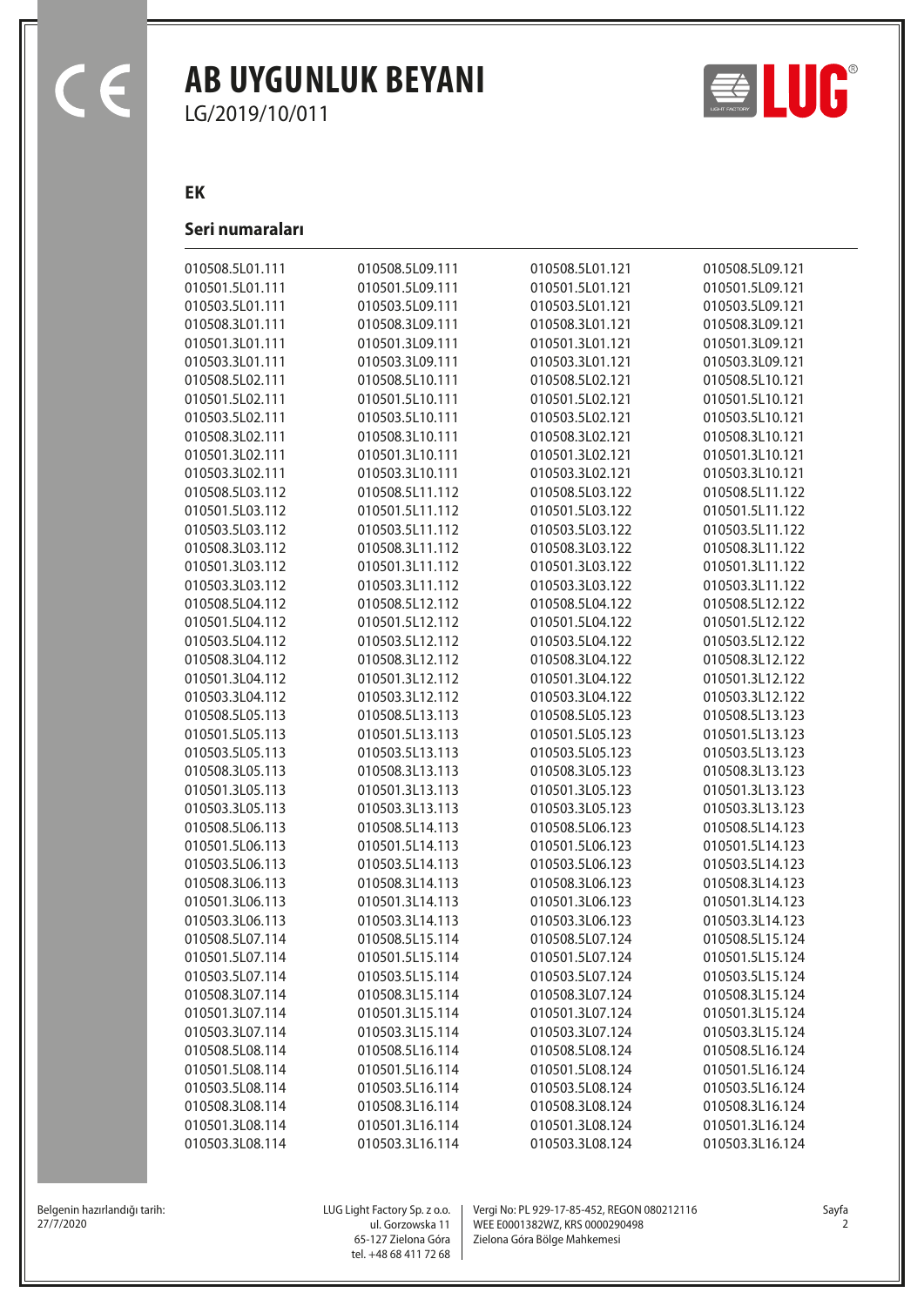# AB UYGUNLUK BEYANI

LG/2019/10/011

### EK

### Seri numaraları

| | | | |
|---|---|---|---|
| 010508.5L01.111 | 010508.5L09.111 | 010508.5L01.121 | 010508.5L09.121 |
| 010501.5L01.111 | 010501.5L09.111 | 010501.5L01.121 | 010501.5L09.121 |
| 010503.5L01.111 | 010503.5L09.111 | 010503.5L01.121 | 010503.5L09.121 |
| 010508.3L01.111 | 010508.3L09.111 | 010508.3L01.121 | 010508.3L09.121 |
| 010501.3L01.111 | 010501.3L09.111 | 010501.3L01.121 | 010501.3L09.121 |
| 010503.3L01.111 | 010503.3L09.111 | 010503.3L01.121 | 010503.3L09.121 |
| 010508.5L02.111 | 010508.5L10.111 | 010508.5L02.121 | 010508.5L10.121 |
| 010501.5L02.111 | 010501.5L10.111 | 010501.5L02.121 | 010501.5L10.121 |
| 010503.5L02.111 | 010503.5L10.111 | 010503.5L02.121 | 010503.5L10.121 |
| 010508.3L02.111 | 010508.3L10.111 | 010508.3L02.121 | 010508.3L10.121 |
| 010501.3L02.111 | 010501.3L10.111 | 010501.3L02.121 | 010501.3L10.121 |
| 010503.3L02.111 | 010503.3L10.111 | 010503.3L02.121 | 010503.3L10.121 |
| 010508.5L03.112 | 010508.5L11.112 | 010508.5L03.122 | 010508.5L11.122 |
| 010501.5L03.112 | 010501.5L11.112 | 010501.5L03.122 | 010501.5L11.122 |
| 010503.5L03.112 | 010503.5L11.112 | 010503.5L03.122 | 010503.5L11.122 |
| 010508.3L03.112 | 010508.3L11.112 | 010508.3L03.122 | 010508.3L11.122 |
| 010501.3L03.112 | 010501.3L11.112 | 010501.3L03.122 | 010501.3L11.122 |
| 010503.3L03.112 | 010503.3L11.112 | 010503.3L03.122 | 010503.3L11.122 |
| 010508.5L04.112 | 010508.5L12.112 | 010508.5L04.122 | 010508.5L12.122 |
| 010501.5L04.112 | 010501.5L12.112 | 010501.5L04.122 | 010501.5L12.122 |
| 010503.5L04.112 | 010503.5L12.112 | 010503.5L04.122 | 010503.5L12.122 |
| 010508.3L04.112 | 010508.3L12.112 | 010508.3L04.122 | 010508.3L12.122 |
| 010501.3L04.112 | 010501.3L12.112 | 010501.3L04.122 | 010501.3L12.122 |
| 010503.3L04.112 | 010503.3L12.112 | 010503.3L04.122 | 010503.3L12.122 |
| 010508.5L05.113 | 010508.5L13.113 | 010508.5L05.123 | 010508.5L13.123 |
| 010501.5L05.113 | 010501.5L13.113 | 010501.5L05.123 | 010501.5L13.123 |
| 010503.5L05.113 | 010503.5L13.113 | 010503.5L05.123 | 010503.5L13.123 |
| 010508.3L05.113 | 010508.3L13.113 | 010508.3L05.123 | 010508.3L13.123 |
| 010501.3L05.113 | 010501.3L13.113 | 010501.3L05.123 | 010501.3L13.123 |
| 010503.3L05.113 | 010503.3L13.113 | 010503.3L05.123 | 010503.3L13.123 |
| 010508.5L06.113 | 010508.5L14.113 | 010508.5L06.123 | 010508.5L14.123 |
| 010501.5L06.113 | 010501.5L14.113 | 010501.5L06.123 | 010501.5L14.123 |
| 010503.5L06.113 | 010503.5L14.113 | 010503.5L06.123 | 010503.5L14.123 |
| 010508.3L06.113 | 010508.3L14.113 | 010508.3L06.123 | 010508.3L14.123 |
| 010501.3L06.113 | 010501.3L14.113 | 010501.3L06.123 | 010501.3L14.123 |
| 010503.3L06.113 | 010503.3L14.113 | 010503.3L06.123 | 010503.3L14.123 |
| 010508.5L07.114 | 010508.5L15.114 | 010508.5L07.124 | 010508.5L15.124 |
| 010501.5L07.114 | 010501.5L15.114 | 010501.5L07.124 | 010501.5L15.124 |
| 010503.5L07.114 | 010503.5L15.114 | 010503.5L07.124 | 010503.5L15.124 |
| 010508.3L07.114 | 010508.3L15.114 | 010508.3L07.124 | 010508.3L15.124 |
| 010501.3L07.114 | 010501.3L15.114 | 010501.3L07.124 | 010501.3L15.124 |
| 010503.3L07.114 | 010503.3L15.114 | 010503.3L07.124 | 010503.3L15.124 |
| 010508.5L08.114 | 010508.5L16.114 | 010508.5L08.124 | 010508.5L16.124 |
| 010501.5L08.114 | 010501.5L16.114 | 010501.5L08.124 | 010501.5L16.124 |
| 010503.5L08.114 | 010503.5L16.114 | 010503.5L08.124 | 010503.5L16.124 |
| 010508.3L08.114 | 010508.3L16.114 | 010508.3L08.124 | 010508.3L16.124 |
| 010501.3L08.114 | 010501.3L16.114 | 010501.3L08.124 | 010501.3L16.124 |
| 010503.3L08.114 | 010503.3L16.114 | 010503.3L08.124 | 010503.3L16.124 |

Belgenin hazırlandığı tarih:
27/7/2020

LUG Light Factory Sp. z o.o.
ul. Gorzowska 11
65-127 Zielona Góra
tel. +48 68 411 72 68

Vergi No: PL 929-17-85-452, REGON 080212116
WEE E0001382WZ, KRS 0000290498
Zielona Góra Bölge Mahkemesi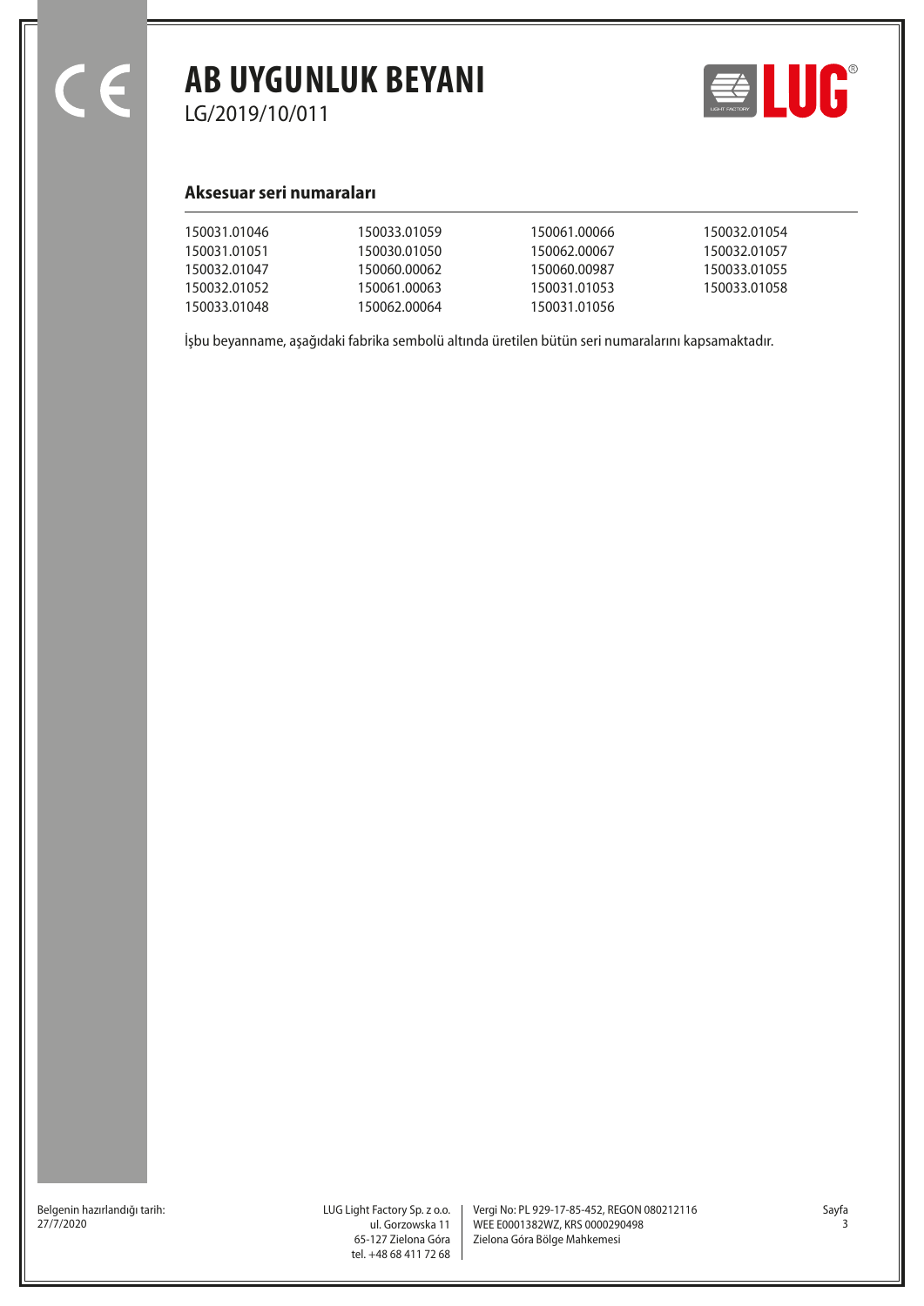# AB UYGUNLUK BEYANI

LG/2019/10/011

## Aksesuar seri numaraları

| | | | |
|---|---|---|---|
| 150031.01046 | 150033.01059 | 150061.00066 | 150032.01054 |
| 150031.01051 | 150030.01050 | 150062.00067 | 150032.01057 |
| 150032.01047 | 150060.00062 | 150060.00987 | 150033.01055 |
| 150032.01052 | 150061.00063 | 150031.01053 | 150033.01058 |
| 150033.01048 | 150062.00064 | 150031.01056 | |

İşbu beyanname, aşağıdaki fabrika sembolü altında üretilen bütün seri numaralarını kapsamaktadır.

Belgenin hazırlandığı tarih:
27/7/2020

LUG Light Factory Sp. z o.o.
ul. Gorzowska 11
65-127 Zielona Góra
tel. +48 68 411 72 68

Vergi No: PL 929-17-85-452, REGON 080212116
WEE E0001382WZ, KRS 0000290498
Zielona Góra Bölge Mahkemesi